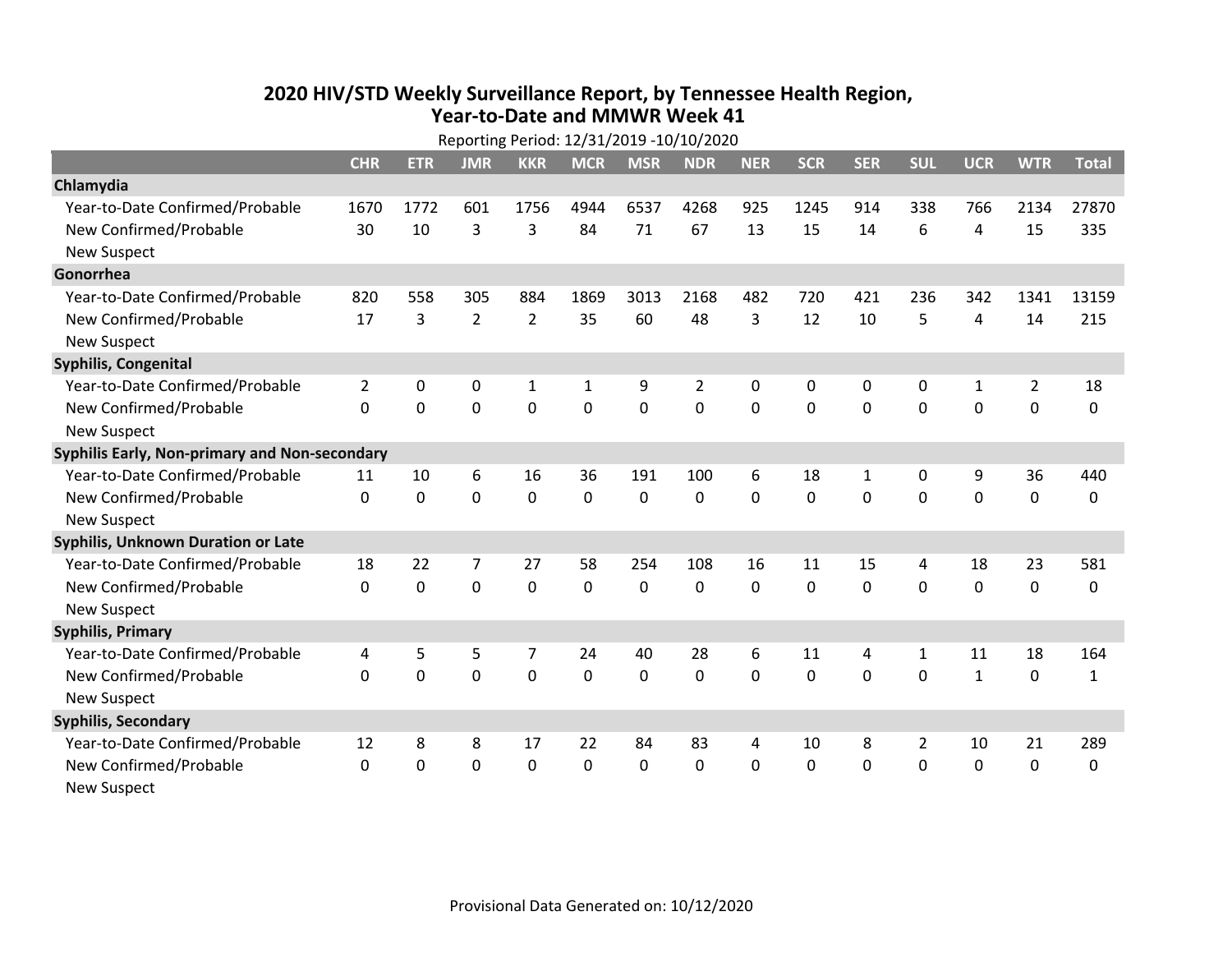# 2020 HIV/STD Weekly Surveillance Report, by Tennessee Health Region, Year-to-Date and MMWR Week 41

Reporting Period: 12/31/2019 -10/10/2020

| | CHR | ETR | JMR | KKR | MCR | MSR | NDR | NER | SCR | SER | SUL | UCR | WTR | Total |
|---|---|---|---|---|---|---|---|---|---|---|---|---|---|---|
| **Chlamydia** | | | | | | | | | | | | | | |
| Year-to-Date Confirmed/Probable | 1670 | 1772 | 601 | 1756 | 4944 | 6537 | 4268 | 925 | 1245 | 914 | 338 | 766 | 2134 | 27870 |
| New Confirmed/Probable | 30 | 10 | 3 | 3 | 84 | 71 | 67 | 13 | 15 | 14 | 6 | 4 | 15 | 335 |
| New Suspect | | | | | | | | | | | | | | |
| **Gonorrhea** | | | | | | | | | | | | | | |
| Year-to-Date Confirmed/Probable | 820 | 558 | 305 | 884 | 1869 | 3013 | 2168 | 482 | 720 | 421 | 236 | 342 | 1341 | 13159 |
| New Confirmed/Probable | 17 | 3 | 2 | 2 | 35 | 60 | 48 | 3 | 12 | 10 | 5 | 4 | 14 | 215 |
| New Suspect | | | | | | | | | | | | | | |
| **Syphilis, Congenital** | | | | | | | | | | | | | | |
| Year-to-Date Confirmed/Probable | 2 | 0 | 0 | 1 | 1 | 9 | 2 | 0 | 0 | 0 | 0 | 1 | 2 | 18 |
| New Confirmed/Probable | 0 | 0 | 0 | 0 | 0 | 0 | 0 | 0 | 0 | 0 | 0 | 0 | 0 | 0 |
| New Suspect | | | | | | | | | | | | | | |
| **Syphilis Early, Non-primary and Non-secondary** | | | | | | | | | | | | | | |
| Year-to-Date Confirmed/Probable | 11 | 10 | 6 | 16 | 36 | 191 | 100 | 6 | 18 | 1 | 0 | 9 | 36 | 440 |
| New Confirmed/Probable | 0 | 0 | 0 | 0 | 0 | 0 | 0 | 0 | 0 | 0 | 0 | 0 | 0 | 0 |
| New Suspect | | | | | | | | | | | | | | |
| **Syphilis, Unknown Duration or Late** | | | | | | | | | | | | | | |
| Year-to-Date Confirmed/Probable | 18 | 22 | 7 | 27 | 58 | 254 | 108 | 16 | 11 | 15 | 4 | 18 | 23 | 581 |
| New Confirmed/Probable | 0 | 0 | 0 | 0 | 0 | 0 | 0 | 0 | 0 | 0 | 0 | 0 | 0 | 0 |
| New Suspect | | | | | | | | | | | | | | |
| **Syphilis, Primary** | | | | | | | | | | | | | | |
| Year-to-Date Confirmed/Probable | 4 | 5 | 5 | 7 | 24 | 40 | 28 | 6 | 11 | 4 | 1 | 11 | 18 | 164 |
| New Confirmed/Probable | 0 | 0 | 0 | 0 | 0 | 0 | 0 | 0 | 0 | 0 | 0 | 1 | 0 | 1 |
| New Suspect | | | | | | | | | | | | | | |
| **Syphilis, Secondary** | | | | | | | | | | | | | | |
| Year-to-Date Confirmed/Probable | 12 | 8 | 8 | 17 | 22 | 84 | 83 | 4 | 10 | 8 | 2 | 10 | 21 | 289 |
| New Confirmed/Probable | 0 | 0 | 0 | 0 | 0 | 0 | 0 | 0 | 0 | 0 | 0 | 0 | 0 | 0 |
| New Suspect | | | | | | | | | | | | | | |

Provisional Data Generated on: 10/12/2020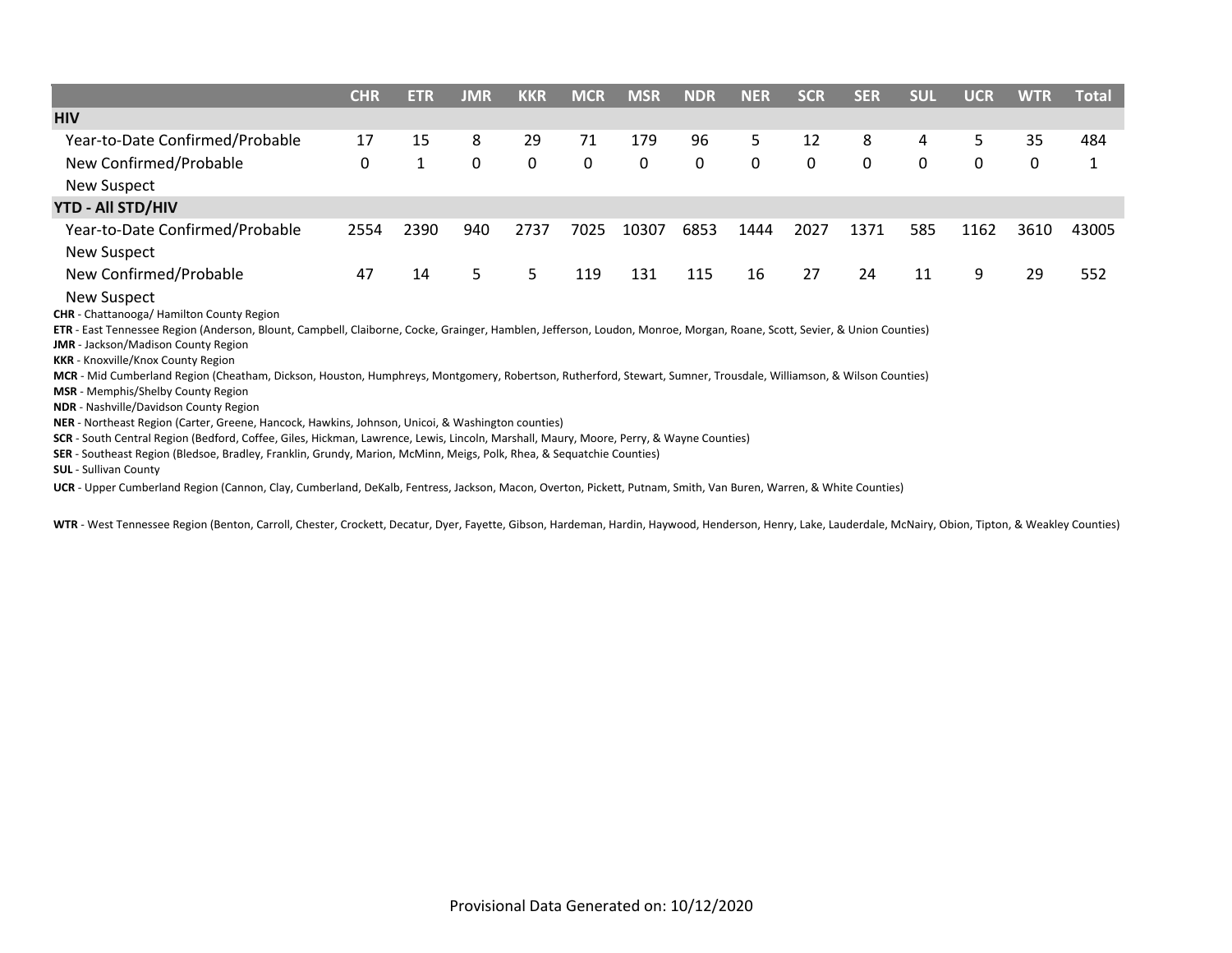| | CHR | ETR | JMR | KKR | MCR | MSR | NDR | NER | SCR | SER | SUL | UCR | WTR | Total |
|---|---|---|---|---|---|---|---|---|---|---|---|---|---|---|
| **HIV** | | | | | | | | | | | | | | |
| Year-to-Date Confirmed/Probable | 17 | 15 | 8 | 29 | 71 | 179 | 96 | 5 | 12 | 8 | 4 | 5 | 35 | 484 |
| New Confirmed/Probable | 0 | 1 | 0 | 0 | 0 | 0 | 0 | 0 | 0 | 0 | 0 | 0 | 0 | 1 |
| New Suspect | | | | | | | | | | | | | | |
| **YTD - All STD/HIV** | | | | | | | | | | | | | | |
| Year-to-Date Confirmed/Probable | 2554 | 2390 | 940 | 2737 | 7025 | 10307 | 6853 | 1444 | 2027 | 1371 | 585 | 1162 | 3610 | 43005 |
| New Suspect | | | | | | | | | | | | | | |
| New Confirmed/Probable | 47 | 14 | 5 | 5 | 119 | 131 | 115 | 16 | 27 | 24 | 11 | 9 | 29 | 552 |
| New Suspect | | | | | | | | | | | | | | |

**CHR** - Chattanooga/ Hamilton County Region

**ETR** - East Tennessee Region (Anderson, Blount, Campbell, Claiborne, Cocke, Grainger, Hamblen, Jefferson, Loudon, Monroe, Morgan, Roane, Scott, Sevier, & Union Counties)

**JMR** - Jackson/Madison County Region

**KKR** - Knoxville/Knox County Region

**MCR** - Mid Cumberland Region (Cheatham, Dickson, Houston, Humphreys, Montgomery, Robertson, Rutherford, Stewart, Sumner, Trousdale, Williamson, & Wilson Counties)

**MSR** - Memphis/Shelby County Region

**NDR** - Nashville/Davidson County Region

**NER** - Northeast Region (Carter, Greene, Hancock, Hawkins, Johnson, Unicoi, & Washington counties)

**SCR** - South Central Region (Bedford, Coffee, Giles, Hickman, Lawrence, Lewis, Lincoln, Marshall, Maury, Moore, Perry, & Wayne Counties)

**SER** - Southeast Region (Bledsoe, Bradley, Franklin, Grundy, Marion, McMinn, Meigs, Polk, Rhea, & Sequatchie Counties)

**SUL** - Sullivan County

**UCR** - Upper Cumberland Region (Cannon, Clay, Cumberland, DeKalb, Fentress, Jackson, Macon, Overton, Pickett, Putnam, Smith, Van Buren, Warren, & White Counties)

**WTR** - West Tennessee Region (Benton, Carroll, Chester, Crockett, Decatur, Dyer, Fayette, Gibson, Hardeman, Hardin, Haywood, Henderson, Henry, Lake, Lauderdale, McNairy, Obion, Tipton, & Weakley Counties)

Provisional Data Generated on: 10/12/2020